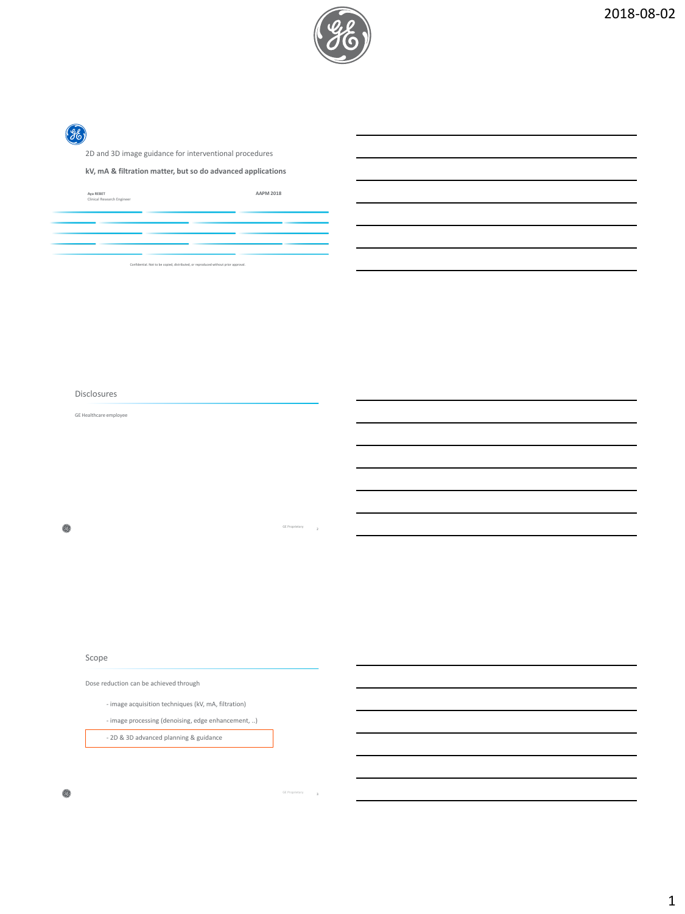2D and 3D image guidance for interventional procedures

**kV, mA & filtration matter, but so do advanced applications**

**Aya REBET**
Clinical Research Engineer

**AAPM 2018**

Confidential. Not to be copied, distributed, or reproduced without prior approval.

## Disclosures

GE Healthcare employee

## Scope

Dose reduction can be achieved through

- image acquisition techniques (kV, mA, filtration)
- image processing (denoising, edge enhancement, ..)
- 2D & 3D advanced planning & guidance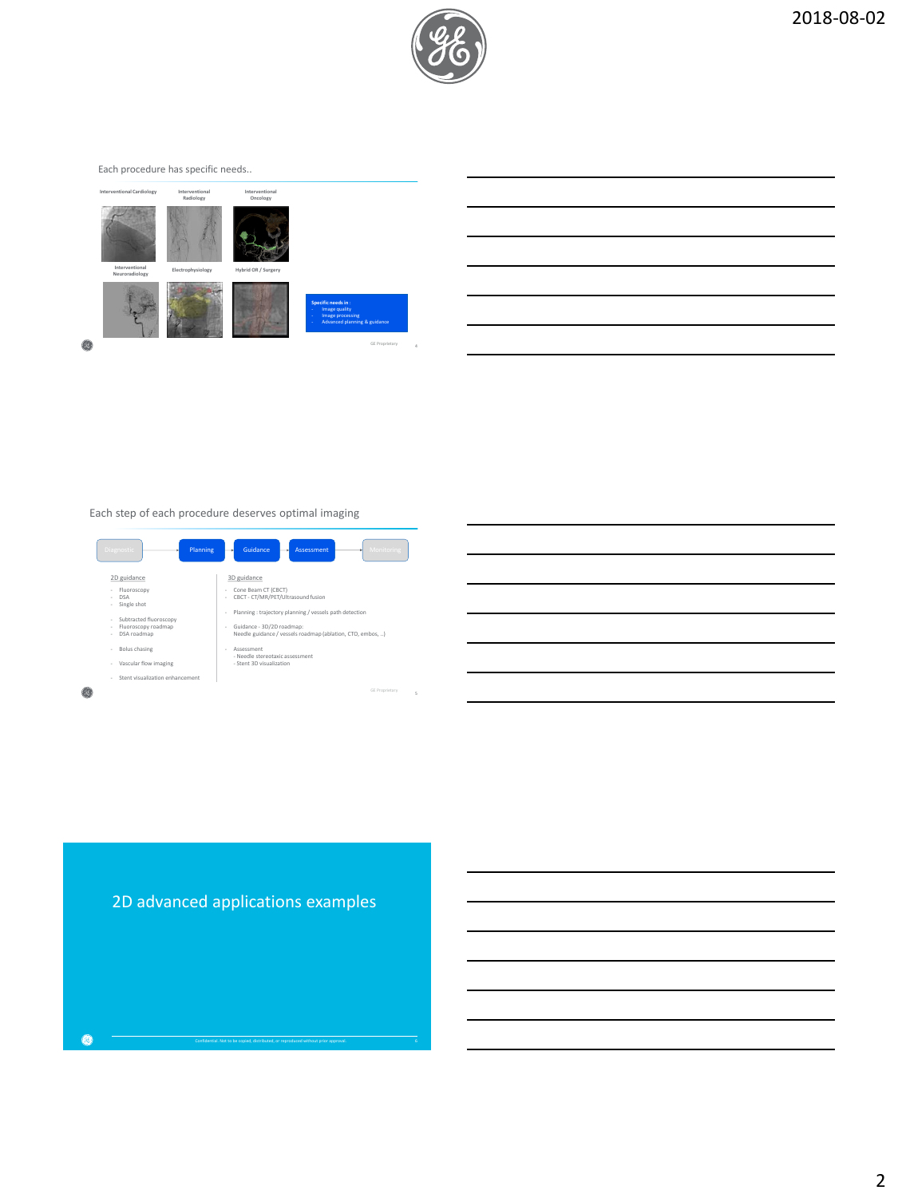## Each procedure has specific needs..

Interventional Cardiology

Interventional Radiology

Interventional Oncology

Interventional Neuroradiology

Electrophysiology

Hybrid OR / Surgery

**Specific needs in :**

- Image quality
- Image processing
- Advanced planning & guidance

GE Proprietary

## Each step of each procedure deserves optimal imaging

Diagnostic → Planning → Guidance → Assessment → Monitoring

2D guidance

- Fluoroscopy
- DSA
- Single shot
- Subtracted fluoroscopy
- Fluoroscopy roadmap
- DSA roadmap
- Bolus chasing
- Vascular flow imaging
- Stent visualization enhancement

3D guidance

- Cone Beam CT (CBCT)
- CBCT - CT/MR/PET/Ultrasound fusion
- Planning : trajectory planning / vessels path detection
- Guidance - 3D/2D roadmap: Needle guidance / vessels roadmap (ablation, CTO, embos, ..)
- Assessment
  - Needle stereotaxic assessment
  - Stent 3D visualization

GE Proprietary

## 2D advanced applications examples

Confidential. Not to be copied, distributed, or reproduced without prior approval.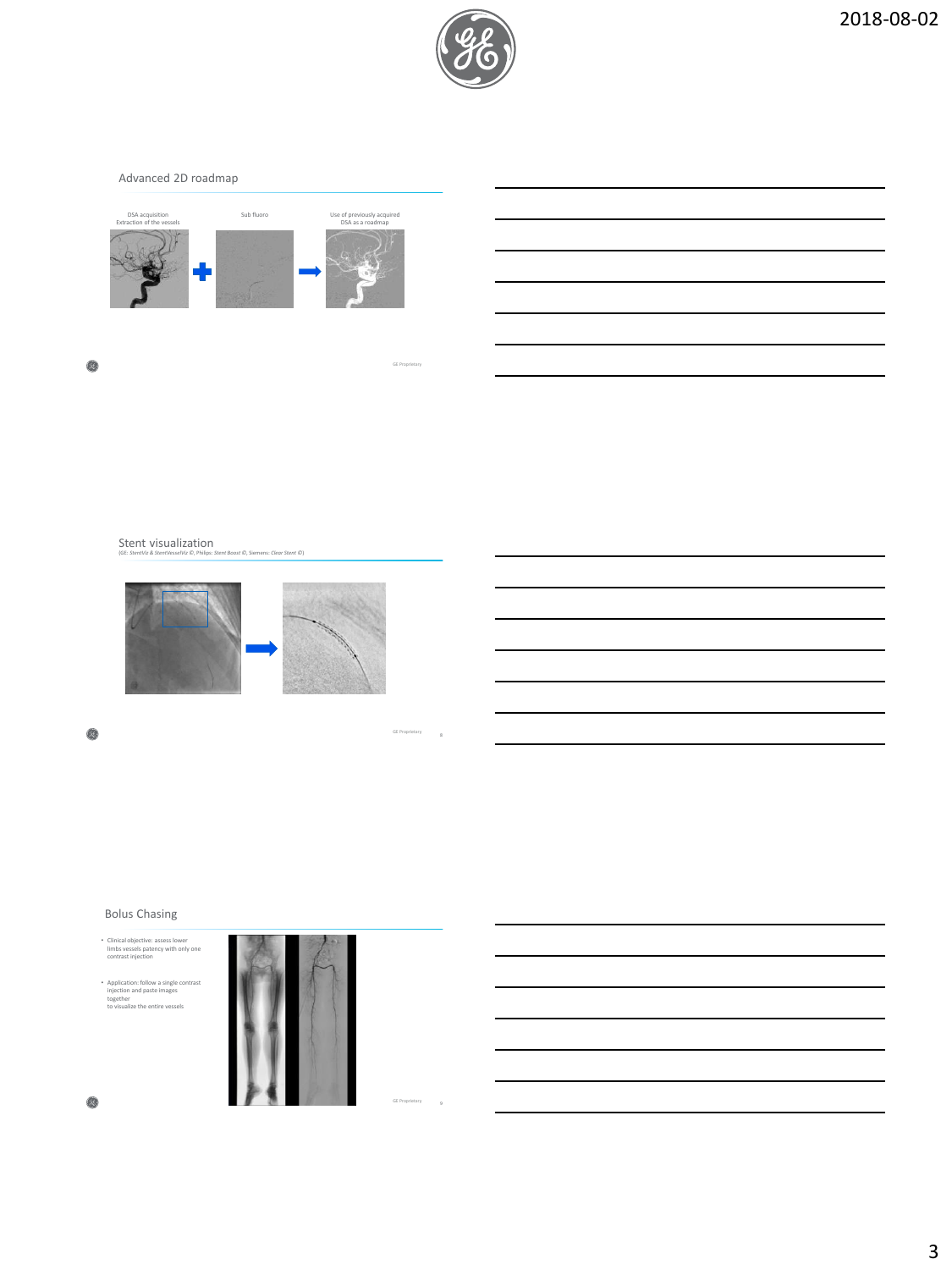## Advanced 2D roadmap

DSA acquisition
Extraction of the vessels

Sub fluoro

Use of previously acquired
DSA as a roadmap

GE Proprietary

## Stent visualization

*(GE: StentViz & StentVesselViz ©, Philips: Stent Boost ©, Siemens: Clear Stent ©)*

GE Proprietary

## Bolus Chasing

- Clinical objective: assess lower limbs vessels patency with only one contrast injection
- Application: follow a single contrast injection and paste images together to visualize the entire vessels

GE Proprietary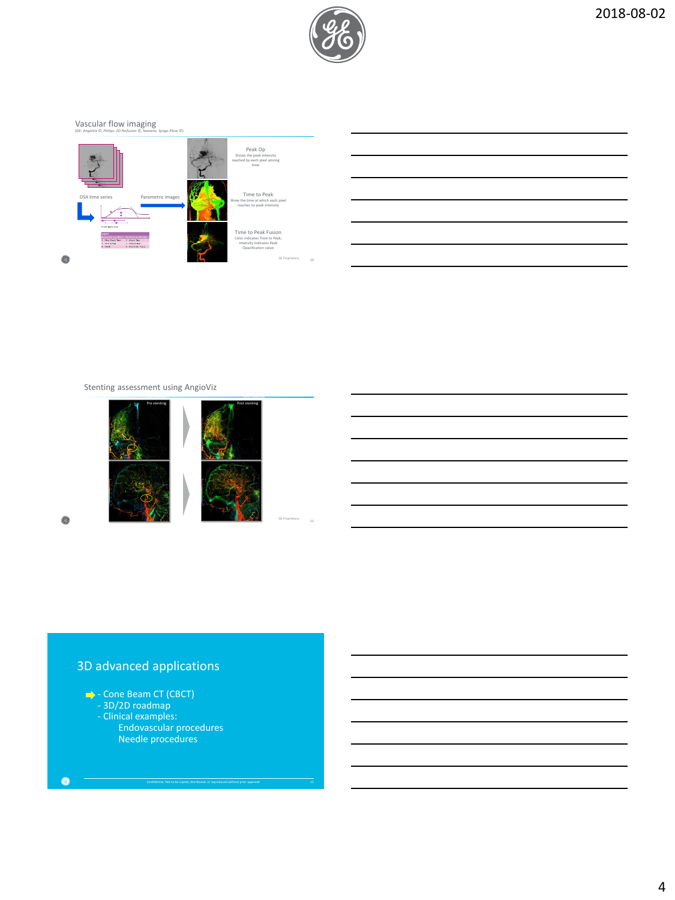## Vascular flow imaging

(GE: AngioViz ©, Philips: 2D Perfusion ©, Siemens: Syngo iFlow ©)

DSA time series

Parametric images

Peak Op
Shows the peak intensity reached by each pixel among time

Time to Peak
Show the time at which each pixel reaches its peak intensity

Time to Peak Fusion
Color indicates Time to Peak, intensity indicates Peak Opacification value

GE Proprietary

## Stenting assessment using AngioViz

Pre stenting

Post stenting

GE Proprietary

## 3D advanced applications

- Cone Beam CT (CBCT)
- 3D/2D roadmap
- Clinical examples:
  - Endovascular procedures
  - Needle procedures

Confidential. Not to be copied, distributed, or reproduced without prior approval.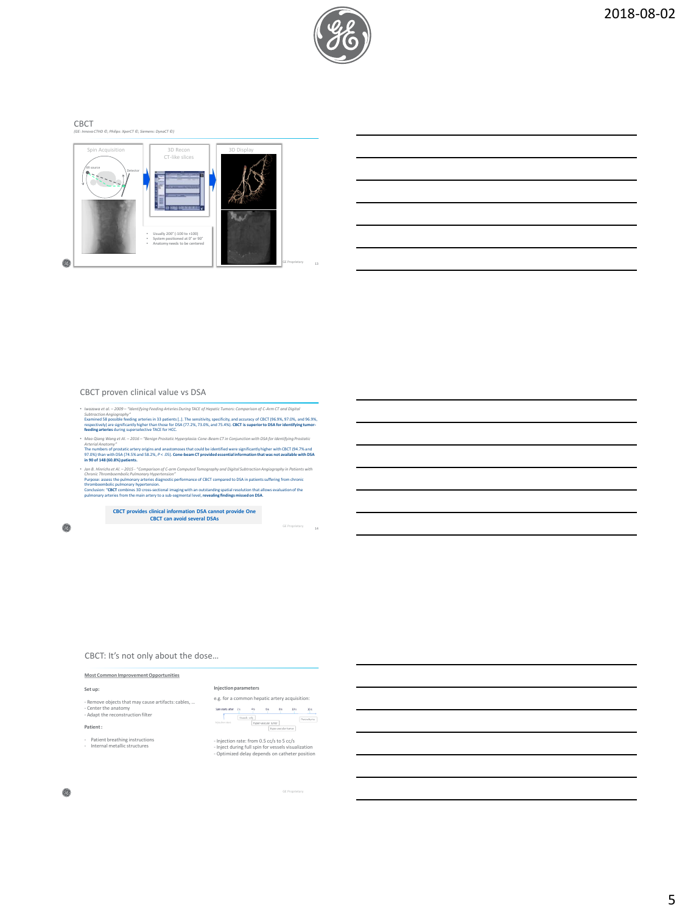## CBCT

*(GE: Innova CTHD ©, Philips: XperCT ©, Siemens: DynaCT ©)*

Spin Acquisition

X-ray source

Detector

3D Recon
CT-like slices

3D Display

- Usually 200° (-100 to +100)
- System positioned at 0° or 90°
- Anatomy needs to be centered

## CBCT proven clinical value vs DSA

- *Iwazawa et al. – 2009 – "Identifying Feeding Arteries During TACE of Hepatic Tumors: Comparison of C-Arm CT and Digital Subtraction Angiography"*
  Examined 58 possible feeding arteries in 33 patients [..]. The sensitivity, specificity, and accuracy of CBCT (96.9%, 97.0%, and 96.9%, respectively) are significantly higher than those for DSA (77.2%, 73.0%, and 75.4%). **CBCT is superior to DSA for identifying tumor-feeding arteries** during superselective TACE for HCC.
- *Mao Qiang Wang et Al. – 2016 – "Benign Prostatic Hyperplasia: Cone-Beam CT in Conjunction with DSA for Identifying Prostatic Arterial Anatomy"*
  The numbers of prostatic artery origins and anastomoses that could be identified were significantly higher with CBCT (94.7% and 97.0%) than with DSA (74.5% and 58.2%, $P < .05$). **Cone-beam CT provided essential information that was not available with DSA in 90 of 148 (60.8%) patients.**
- *Jan B. Hinrichs et Al. – 2015 - "Comparison of C-arm Computed Tomography and Digital Subtraction Angiography in Patients with Chronic Thromboembolic Pulmonary Hypertension"*
  Purpose: assess the pulmonary arteries diagnostic performance of CBCT compared to DSA in patients suffering from chronic thromboembolic pulmonary hypertension.
  Conclusion: "**CBCT** combines 3D cross-sectional imaging with an outstanding spatial resolution that allows evaluation of the pulmonary arteries from the main artery to a sub-segmental level, **revealing findings missed on DSA**.

**CBCT provides clinical information DSA cannot provide One CBCT can avoid several DSAs**

## CBCT: It's not only about the dose…

**Most Common Improvement Opportunities**

**Set up:**

- Remove objects that may cause artifacts: cables, …
- Center the anatomy
- Adapt the reconstruction filter

**Patient:**

- Patient breathing instructions
- Internal metallic structures

**Injection parameters**

e.g. for a common hepatic artery acquisition:

Spin starts after 2 s 4 s 6 s 8 s 10 s 30 s

Injection start

Vessels only

Hyper-vascular tumor

Hypo-vascular tumor

Parenchyma

- Injection rate: from 0.5 cc/s to 5 cc/s
- Inject during full spin for vessels visualization
- Optimized delay depends on catheter position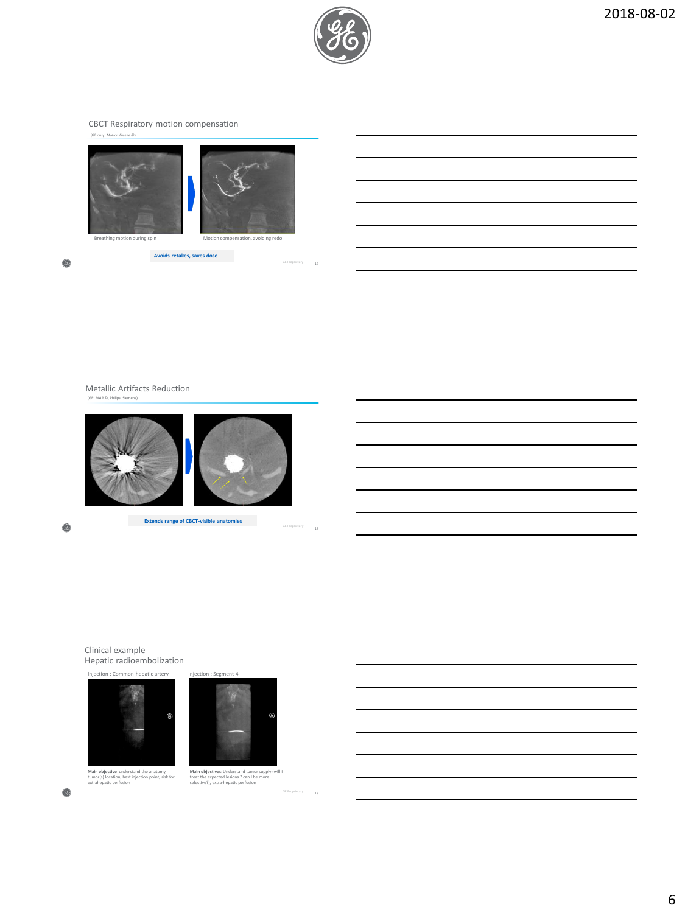## CBCT Respiratory motion compensation

(GE only: *Motion Freeze ©*)

Breathing motion during spin

Motion compensation, avoiding redo

**Avoids retakes, saves dose**

GE Proprietary

## Metallic Artifacts Reduction

(GE: *MAR ©*, Philips, Siemens)

**Extends range of CBCT-visible anatomies**

GE Proprietary

## Clinical example
## Hepatic radioembolization

Injection : Common hepatic artery

**Main objective**: understand the anatomy, tumor(s) location, best injection point, risk for extrahepatic perfusion

Injection : Segment 4

**Main objectives**: Understand tumor supply (will I treat the expected lesions ? can I be more selective?), extra-hepatic perfusion

GE Proprietary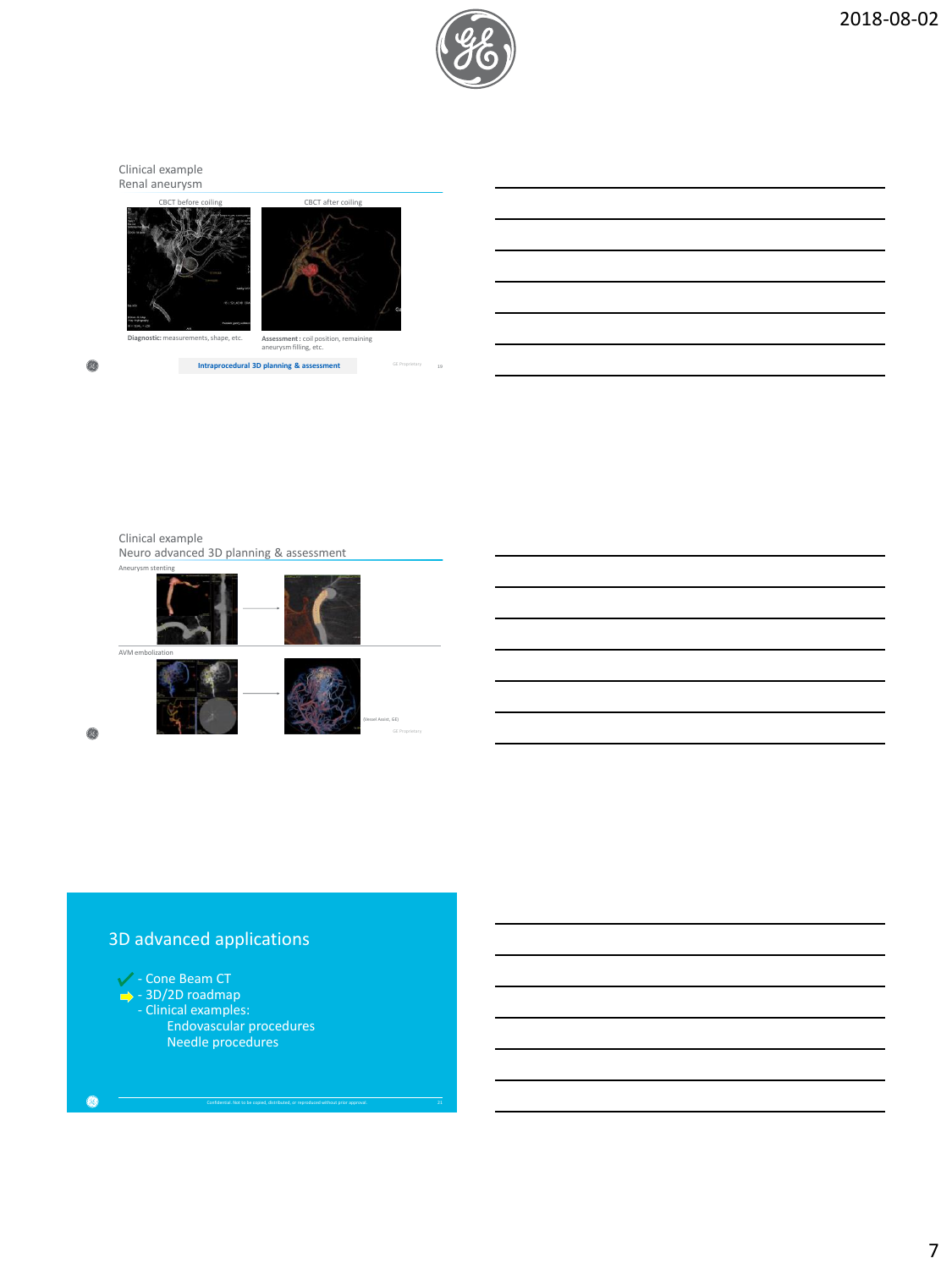## Clinical example
### Renal aneurysm

CBCT before coiling

CBCT after coiling

**Diagnostic:** measurements, shape, etc.

**Assessment :** coil position, remaining aneurysm filling, etc.

**Intraprocedural 3D planning & assessment**

## Clinical example
### Neuro advanced 3D planning & assessment

Aneurysm stenting

AVM embolization

(Vessel Assist, GE)

## 3D advanced applications

- ✔ - Cone Beam CT
- ➡ - 3D/2D roadmap
- - Clinical examples:
  - Endovascular procedures
  - Needle procedures

Confidential. Not to be copied, distributed, or reproduced without prior approval.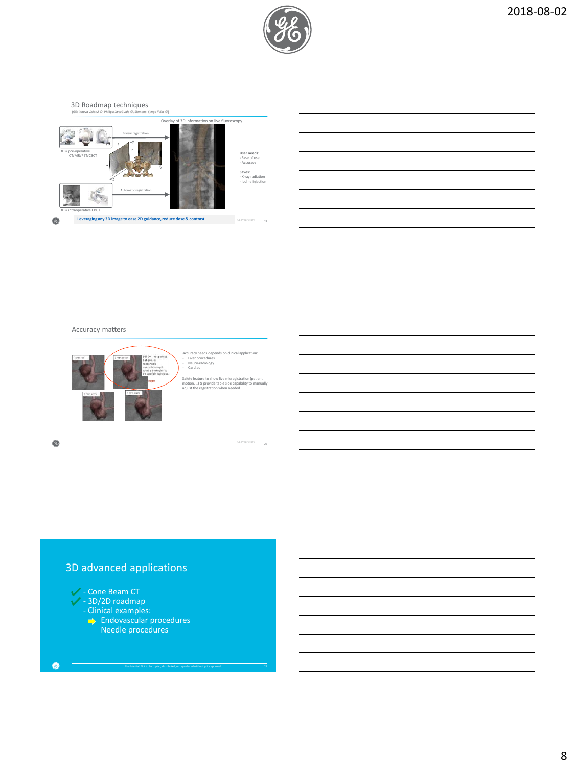## 3D Roadmap techniques

(GE: Innova Vision2 ©, Philips: XperGuide ©, Siemens: Syngo iPilot ©)

Overlay of 3D information on live fluoroscopy

Biview registration

3D = pre-operative CT/MR/PET/CBCT

Automatic registration

3D = intraoperative CBCT

User needs:
- Ease of use
- Accuracy

Saves:
- X-ray radiation
- Iodine injection

**Leveraging any 3D image to ease 2D guidance, reduce dose & contrast**

## Accuracy matters

"no error"

1 mm error

Still OK - not perfect, but gives a reasonable understanding of what is the region to be carefully looked at.

2 mm error

3 mm error

Accuracy needs depends on clinical application:
- Liver procedures
- Neuro-radiology
- Cardiac

Safety feature to show live misregistration (patient motion, ...) & provide table side capability to manually adjust the registration when needed

## 3D advanced applications

- ✔ - Cone Beam CT
- ✔ - 3D/2D roadmap
- - Clinical examples:
  - ➡ Endovascular procedures
  - Needle procedures

Confidential. Not to be copied, distributed, or reproduced without prior approval.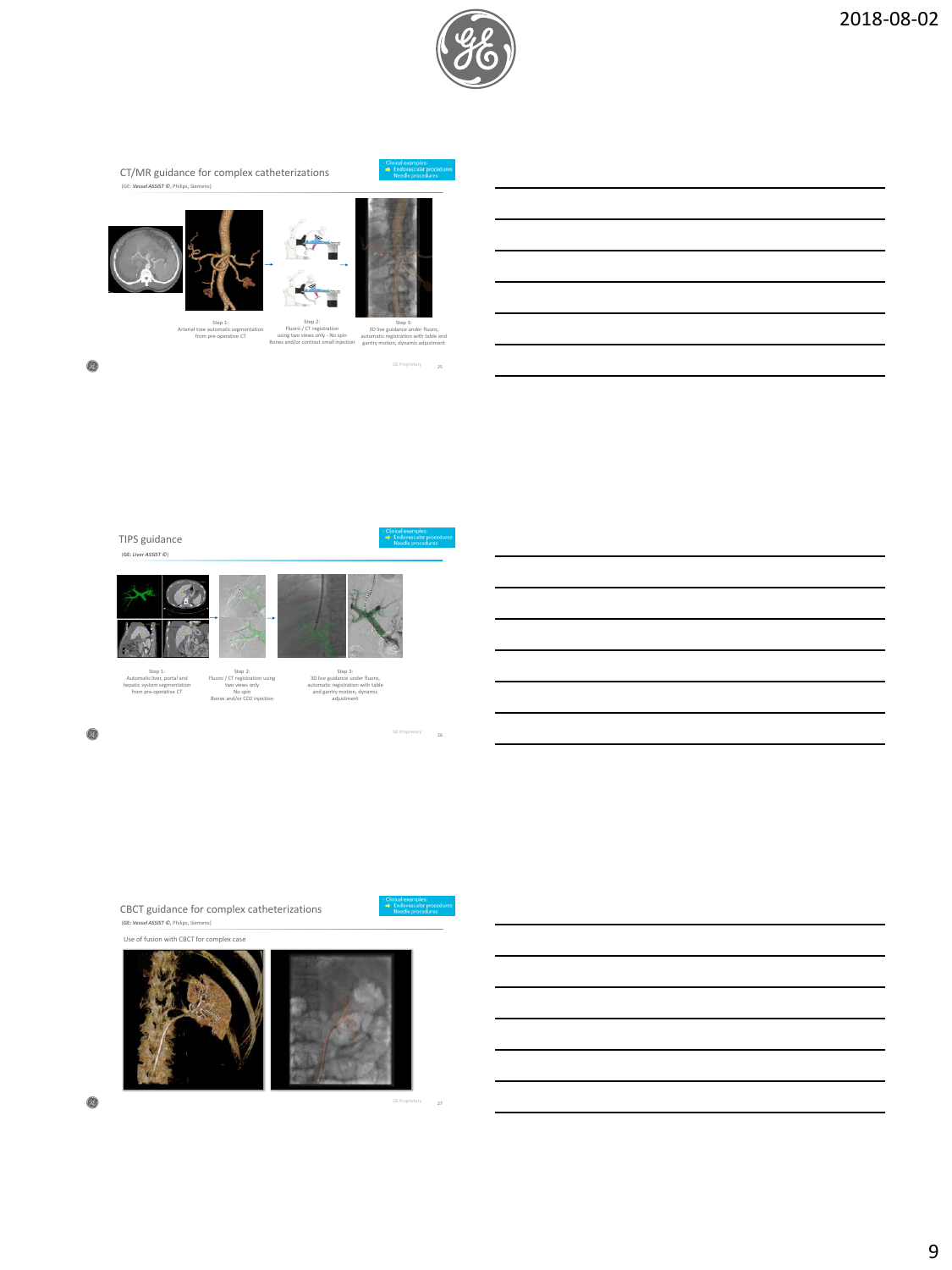## CT/MR guidance for complex catheterizations

(GE: *Vessel ASSIST ©*, Philips, Siemens)

Clinical examples:
- Endovascular procedures
- Needle procedures

Step 1:
Arterial tree automatic segmentation from pre-operative CT

Step 2:
Fluoro / CT registration using two views only - No spin
Bones and/or contrast small injection

Step 3:
3D live guidance under fluoro, automatic registration with table and gantry motion, dynamic adjustment

GE Proprietary

## TIPS guidance

(GE: *Liver ASSIST ©*)

Clinical examples:
- Endovascular procedures
- Needle procedures

Step 1:
Automatic liver, portal and hepatic system segmentation from pre-operative CT

Step 2:
Fluoro / CT registration using two views only
No spin
Bones and/or CO2 injection

Step 3:
3D live guidance under fluoro, automatic registration with table and gantry motion, dynamic adjustment

GE Proprietary

## CBCT guidance for complex catheterizations

(GE: *Vessel ASSIST ©*, Philips, Siemens)

Clinical examples:
- Endovascular procedures
- Needle procedures

Use of fusion with CBCT for complex case

GE Proprietary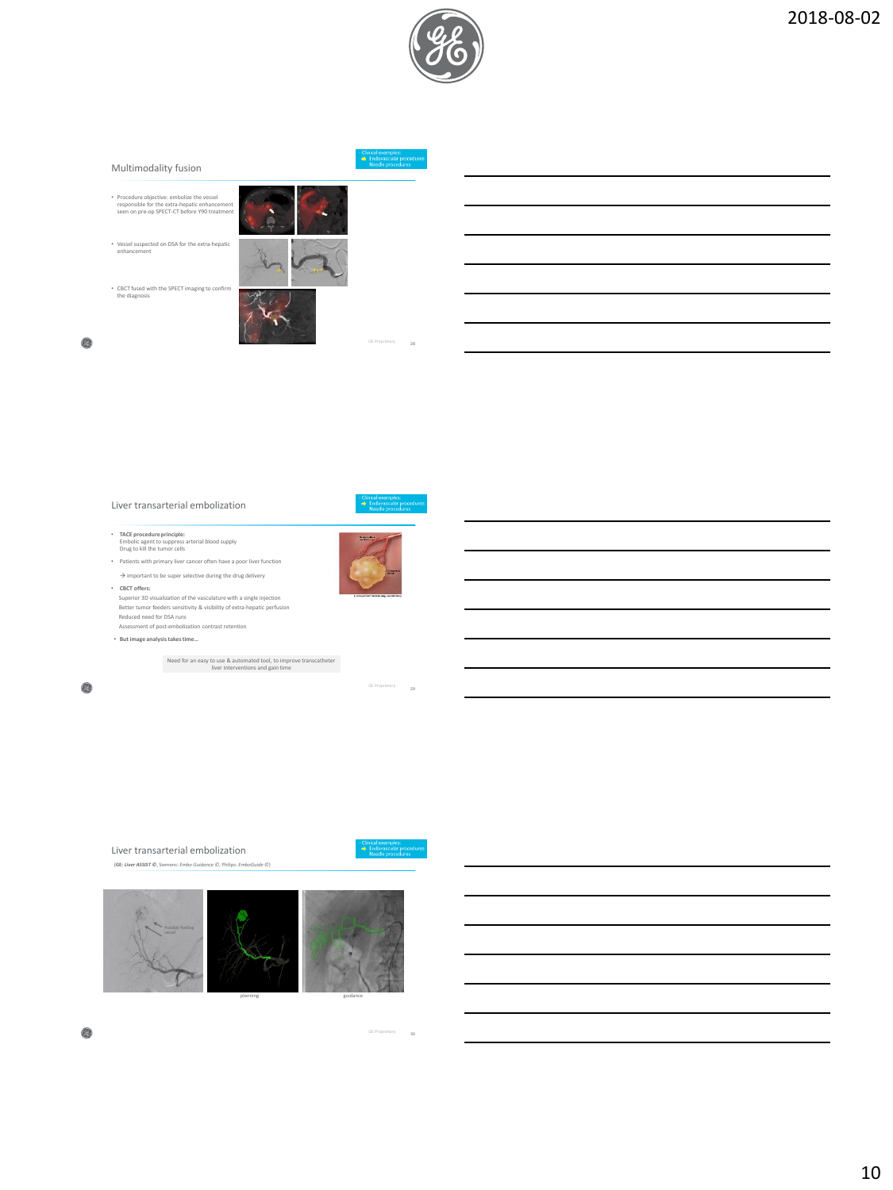## Multimodality fusion

Clinical examples:
Endovascular procedures
Needle procedures

- Procedure objective: embolize the vessel responsible for the extra-hepatic enhancement seen on pre-op SPECT-CT before Y90 treatment
- Vessel suspected on DSA for the extra-hepatic enhancement
- CBCT fused with the SPECT imaging to confirm the diagnosis

GE Proprietary

## Liver transarterial embolization

Clinical examples:
Endovascular procedures
Needle procedures

- **TACE procedure principle:**
  Embolic agent to suppress arterial blood supply
  Drug to kill the tumor cells
- Patients with primary liver cancer often have a poor liver function
  → important to be super selective during the drug delivery
- **CBCT offers:**
  Superior 3D visualization of the vasculature with a single injection
  Better tumor feeders sensitivity & visibility of extra-hepatic perfusion
  Reduced need for DSA runs
  Assessment of post-embolization contrast retention
- **But image analysis takes time…**

Need for an easy to use & automated tool, to improve transcatheter liver interventions and gain time

GE Proprietary

## Liver transarterial embolization

(**GE: *Liver ASSIST* ©**, Siemens: *Embo Guidance* ©, Philips: *EmboGuide* ©)

Clinical examples:
Endovascular procedures
Needle procedures

Possible feeding vessel

planning

guidance

GE Proprietary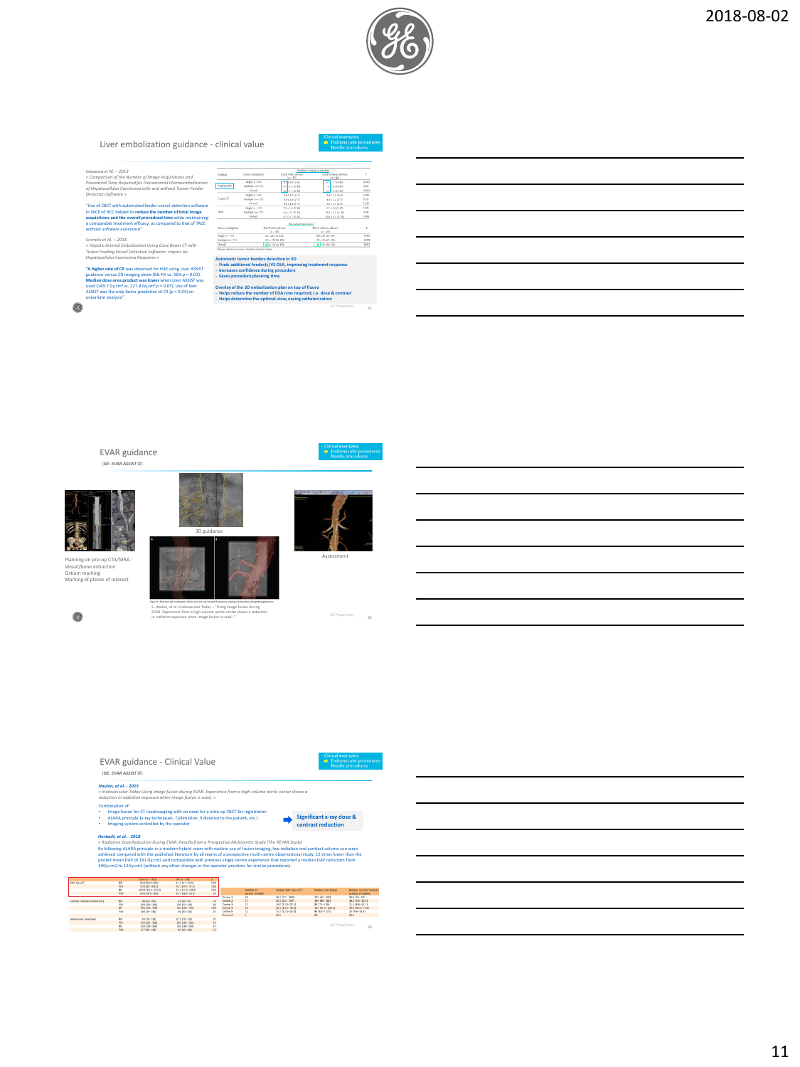## Liver embolization guidance - clinical value

Clinical examples:
- Endovascular procedures
- Needle procedures

*Iwazawa et Al. – 2013*
*« Comparison of the Number of Image Acquisitions and Procedural Time Required for Transarterial Chemoembolization of Hepatocellular Carcinoma with and without Tumor-Feeder Detection Software »*

"Use of CBCT with automated feeder-vessel detection software in TACE of HCC helped to **reduce the number of total image acquisitions and the overall procedural time** while maintaining a comparable treatment efficacy, as compared to that of TACE without software assistance"

*Cornelis et Al. – 2018*
*« Hepatic Arterial Embolization Using Cone Beam CT with Tumor Feeding Vessel Detection Software: Impact on Hepatocellular Carcinoma Response »*

"**A higher rate of CR** was observed for HAE using Liver ASSIST guidance versus 2D imaging alone (68.4% vs. 36% p = 0.03). **Median dose area product was lower** when Liver ASSIST was used (149.7 Gy.cm² vs. 227.8 Gy.cm² p = 0.05). Use of liver ASSIST was the only factor predictive of CR (p = 0.04) on univariate analysis".

**Automatic tumor feeders detection in 3D**
- **Finds additional feeder(s) VS DSA, improving treatment response**
- **Increases confidence during procedure**
- **Saves procedure planning time**

**Overlay of the 3D embolization plan on top of fluoro**
- **Helps reduce the number of DSA runs required, i.e. dose & contrast**
- **Helps determine the optimal view, easing catheterization**

GE Proprietary

## EVAR guidance

(GE: *EVAR ASSIST* ©)

Planning on pre-op CTA/MRA:
Vessel/bone extraction
Ostium marking
Marking of planes of interest

3D guidance

Assessment

S. Haulon, et al. Endovascular Today – "Using image fusion during EVAR. Experience from a high-volume aortic center shows a reduction in radiation exposure when image fusion is used."

GE Proprietary

## EVAR guidance - Clinical Value

(GE: *EVAR ASSIST* ©)

***Haulon, et al. - 2015***
*« Endovascular Today Using image fusion during EVAR. Experience from a high-volume aortic center shows a reduction in radiation exposure when image fusion is used. »*

Combination of:
- Image fusion for CT roadmapping with no need for a intra-op CBCT for registration
- ALARA principle (x-ray techniques, Collimation, II distance to the patient, etc.)
- Imaging system controlled by the operator

➡ **Significant x-ray dose & contrast reduction**

***Hertault, et al. - 2018***
*« Radiation Dose Reduction During EVAR: Results from a Prospective Multicentre Study (The REVAR Study)*

By following ALARA principle in a modern hybrid room with routine use of fusion imaging, low radiation and contrast volume use were achieved compared with the published literature by all teams of a prospective multi-centre observational study. 12 times lower than the pooled mean DAP of 181 Gy.cm2 and comparable with previous single centre experience that reported a median DAP reduction from 30Gy.cm2 to 12Gy.cm2 (without any other changes in the operator practices for similar procedures).

GE Proprietary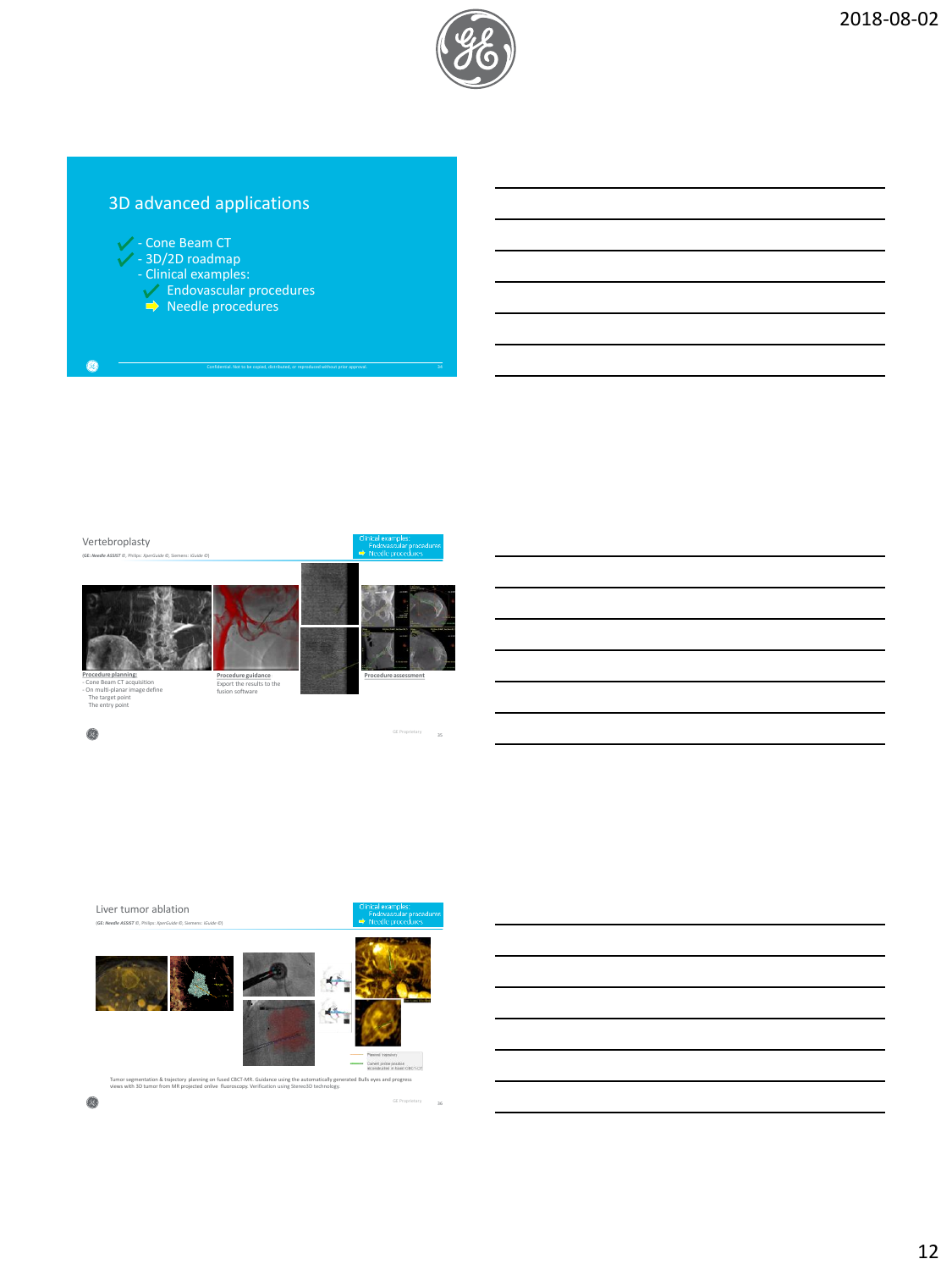## 3D advanced applications

- ✓ - Cone Beam CT
- ✓ - 3D/2D roadmap
- - Clinical examples:
  - ✓ Endovascular procedures
  - ➡ Needle procedures

Confidential. Not to be copied, distributed, or reproduced without prior approval.

## Vertebroplasty

*(GE: Needle ASSIST ©, Philips: XperGuide ©, Siemens: iGuide ©)*

Clinical examples:
Endovascular procedures
➡ Needle procedures

**Procedure planning:**
- Cone Beam CT acquisition
- On multi-planar image define
  The target point
  The entry point

**Procedure guidance**
Export the results to the fusion software

**Procedure assessment**

GE Proprietary

## Liver tumor ablation

*(GE: Needle ASSIST ©, Philips: XperGuide ©, Siemens: iGuide ©)*

Clinical examples:
Endovascular procedures
➡ Needle procedures

Planned trajectory
Current probe position reconstructed in fused CBCT-CT

Tumor segmentation & trajectory planning on fused CBCT-MR. Guidance using the automatically generated Bulls eyes and progress views with 3D tumor from MR projected online fluoroscopy. Verification using Stereo3D technology.

GE Proprietary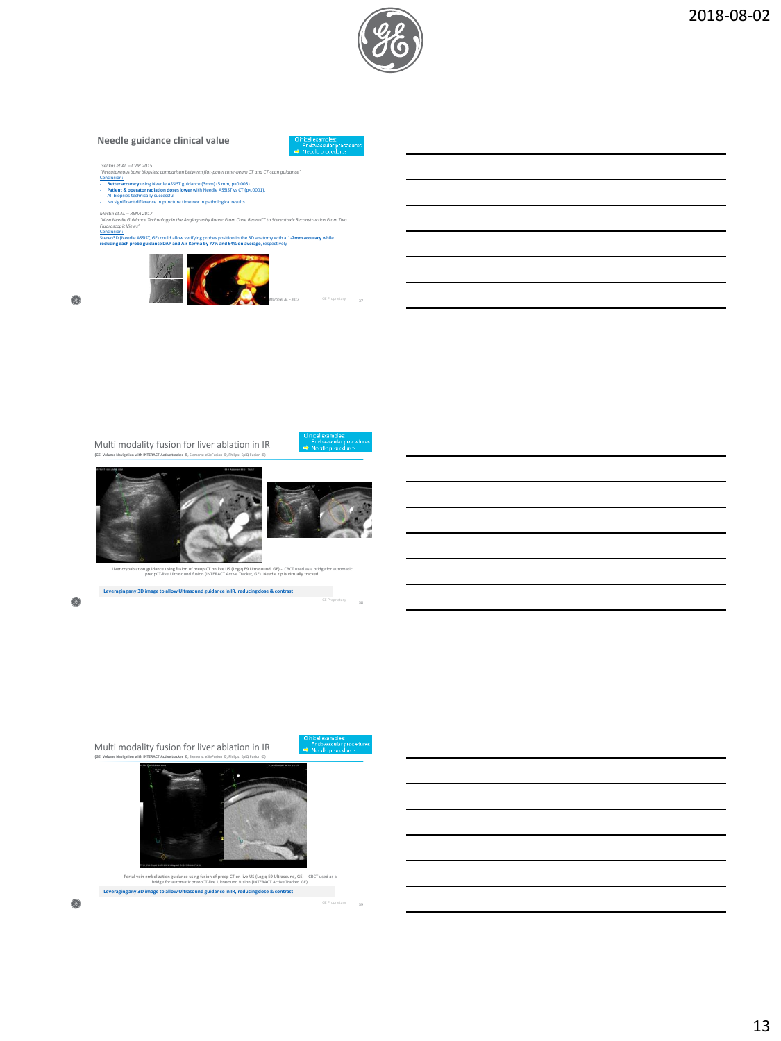## Needle guidance clinical value

Clinical examples:
Endovascular procedures
➡ Needle procedures

*Tselikas et Al. – CVIR 2015*
*"Percutaneous bone biopsies: comparison between flat-panel cone-beam CT and CT-scan guidance"*
Conclusion:
- **Better accuracy** using Needle ASSIST guidance (3mm) (5 mm, p=0.003).
- **Patient & operator radiation doses lower** with Needle ASSIST vs CT (p<.0001).
- All biopsies technically successful
- No significant difference in puncture time nor in pathological results

*Martin et Al. – RSNA 2017*
*"New Needle Guidance Technology in the Angiography Room: From Cone Beam CT to Stereotaxic Reconstruction From Two Fluoroscopic Views"*
Conclusion:
Stereo3D (Needle ASSIST, GE) could allow verifying probes position in the 3D anatomy with a **1-2mm accuracy** while **reducing each probe guidance DAP and Air Kerma by 77% and 64% on average**, respectively

*Martin et Al. – 2017*

GE Proprietary

## Multi modality fusion for liver ablation in IR

Clinical examples:
Endovascular procedures
➡ Needle procedures

(GE: Volume Navigation with INTERACT Active tracker ®, Siemens: eSieFusion ®, Philips: EpiQ Fusion ®)

Liver cryoablation guidance using fusion of preop CT on live US (Logiq E9 Ultrasound, GE) - CBCT used as a bridge for automatic preopCT-live Ultrasound fusion (INTERACT Active Tracker, GE). Needle tip is virtually tracked.

**Leveraging any 3D image to allow Ultrasound guidance in IR, reducing dose & contrast**

GE Proprietary

## Multi modality fusion for liver ablation in IR

Clinical examples:
Endovascular procedures
➡ Needle procedures

(GE: Volume Navigation with INTERACT Active tracker ®, Siemens: eSieFusion ®, Philips: EpiQ Fusion ®)

Portal vein embolization guidance using fusion of preop CT on live US (Logiq E9 Ultrasound, GE) - CBCT used as a bridge for automatic preopCT-live Ultrasound fusion (INTERACT Active Tracker, GE).

**Leveraging any 3D image to allow Ultrasound guidance in IR, reducing dose & contrast**

GE Proprietary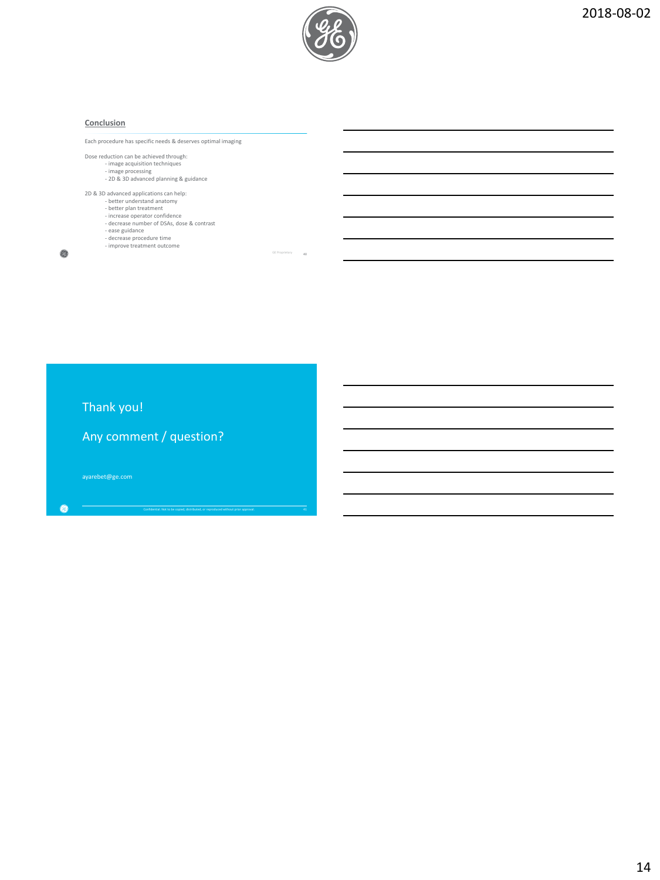## Conclusion

Each procedure has specific needs & deserves optimal imaging

Dose reduction can be achieved through:
- image acquisition techniques
- image processing
- 2D & 3D advanced planning & guidance

2D & 3D advanced applications can help:
- better understand anatomy
- better plan treatment
- increase operator confidence
- decrease number of DSAs, dose & contrast
- ease guidance
- decrease procedure time
- improve treatment outcome

GE Proprietary

Thank you!

Any comment / question?

ayarebet@ge.com

Confidential. Not to be copied, distributed, or reproduced without prior approval.